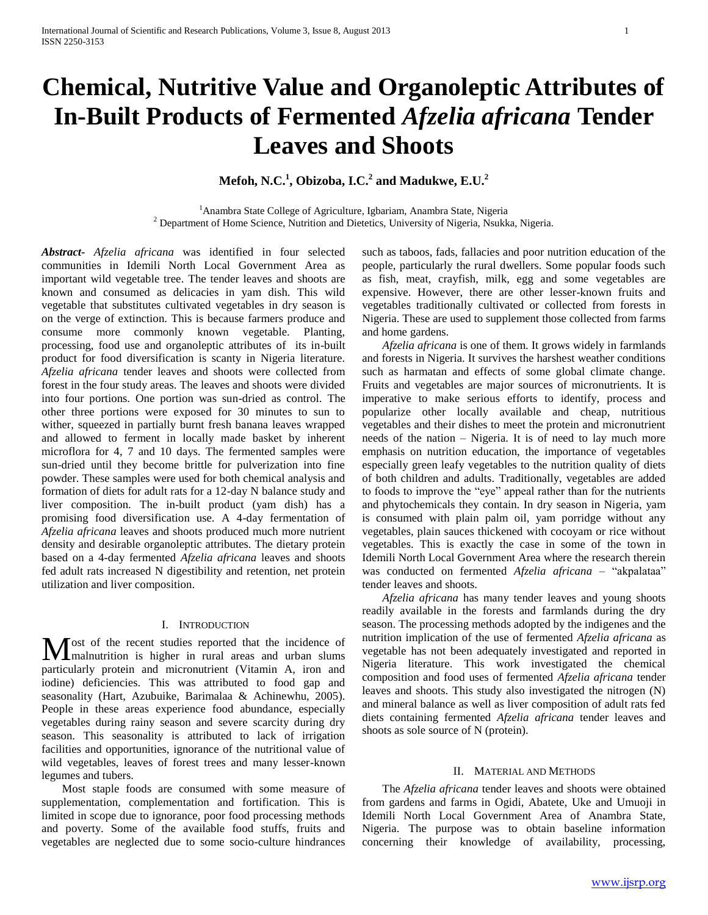# Chemical, Nutritive Value and Organoleptic Attributes of In-Built Products of Fermented *Afzelia africana* Tender Leaves and Shoots

**Mefoh, N.C.[1], Obizoba, I.C.[2] and Madukwe, E.U.[2]**

[1]Anambra State College of Agriculture, Igbariam, Anambra State, Nigeria
[2] Department of Home Science, Nutrition and Dietetics, University of Nigeria, Nsukka, Nigeria.

***Abstract***- *Afzelia africana* was identified in four selected communities in Idemili North Local Government Area as important wild vegetable tree. The tender leaves and shoots are known and consumed as delicacies in yam dish. This wild vegetable that substitutes cultivated vegetables in dry season is on the verge of extinction. This is because farmers produce and consume more commonly known vegetable. Planting, processing, food use and organoleptic attributes of its in-built product for food diversification is scanty in Nigeria literature. *Afzelia africana* tender leaves and shoots were collected from forest in the four study areas. The leaves and shoots were divided into four portions. One portion was sun-dried as control. The other three portions were exposed for 30 minutes to sun to wither, squeezed in partially burnt fresh banana leaves wrapped and allowed to ferment in locally made basket by inherent microflora for 4, 7 and 10 days. The fermented samples were sun-dried until they become brittle for pulverization into fine powder. These samples were used for both chemical analysis and formation of diets for adult rats for a 12-day N balance study and liver composition. The in-built product (yam dish) has a promising food diversification use. A 4-day fermentation of *Afzelia africana* leaves and shoots produced much more nutrient density and desirable organoleptic attributes. The dietary protein based on a 4-day fermented *Afzelia africana* leaves and shoots fed adult rats increased N digestibility and retention, net protein utilization and liver composition.

## I. Introduction

Most of the recent studies reported that the incidence of malnutrition is higher in rural areas and urban slums particularly protein and micronutrient (Vitamin A, iron and iodine) deficiencies. This was attributed to food gap and seasonality (Hart, Azubuike, Barimalaa & Achinewhu, 2005). People in these areas experience food abundance, especially vegetables during rainy season and severe scarcity during dry season. This seasonality is attributed to lack of irrigation facilities and opportunities, ignorance of the nutritional value of wild vegetables, leaves of forest trees and many lesser-known legumes and tubers.

Most staple foods are consumed with some measure of supplementation, complementation and fortification. This is limited in scope due to ignorance, poor food processing methods and poverty. Some of the available food stuffs, fruits and vegetables are neglected due to some socio-culture hindrances such as taboos, fads, fallacies and poor nutrition education of the people, particularly the rural dwellers. Some popular foods such as fish, meat, crayfish, milk, egg and some vegetables are expensive. However, there are other lesser-known fruits and vegetables traditionally cultivated or collected from forests in Nigeria. These are used to supplement those collected from farms and home gardens.

*Afzelia africana* is one of them. It grows widely in farmlands and forests in Nigeria. It survives the harshest weather conditions such as harmatan and effects of some global climate change. Fruits and vegetables are major sources of micronutrients. It is imperative to make serious efforts to identify, process and popularize other locally available and cheap, nutritious vegetables and their dishes to meet the protein and micronutrient needs of the nation – Nigeria. It is of need to lay much more emphasis on nutrition education, the importance of vegetables especially green leafy vegetables to the nutrition quality of diets of both children and adults. Traditionally, vegetables are added to foods to improve the "eye" appeal rather than for the nutrients and phytochemicals they contain. In dry season in Nigeria, yam is consumed with plain palm oil, yam porridge without any vegetables, plain sauces thickened with cocoyam or rice without vegetables. This is exactly the case in some of the town in Idemili North Local Government Area where the research therein was conducted on fermented *Afzelia africana* – "akpalataa" tender leaves and shoots.

*Afzelia africana* has many tender leaves and young shoots readily available in the forests and farmlands during the dry season. The processing methods adopted by the indigenes and the nutrition implication of the use of fermented *Afzelia africana* as vegetable has not been adequately investigated and reported in Nigeria literature. This work investigated the chemical composition and food uses of fermented *Afzelia africana* tender leaves and shoots. This study also investigated the nitrogen (N) and mineral balance as well as liver composition of adult rats fed diets containing fermented *Afzelia africana* tender leaves and shoots as sole source of N (protein).

## II. Material and Methods

The *Afzelia africana* tender leaves and shoots were obtained from gardens and farms in Ogidi, Abatete, Uke and Umuoji in Idemili North Local Government Area of Anambra State, Nigeria. The purpose was to obtain baseline information concerning their knowledge of availability, processing,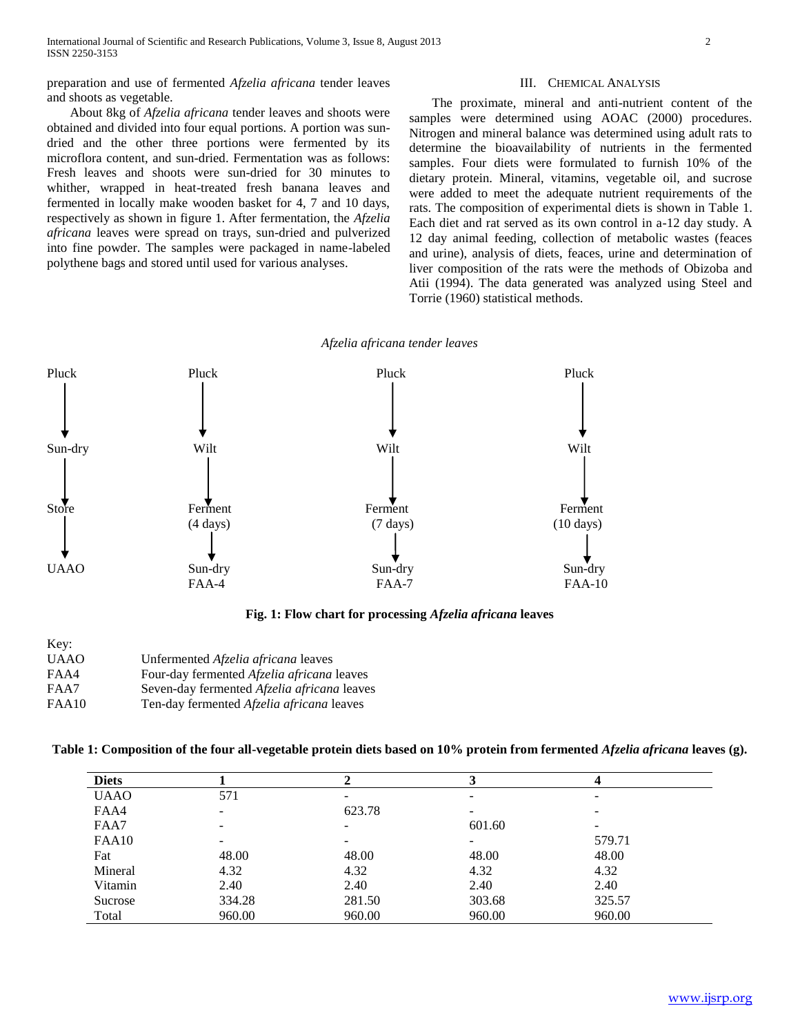preparation and use of fermented *Afzelia africana* tender leaves and shoots as vegetable.

About 8kg of *Afzelia africana* tender leaves and shoots were obtained and divided into four equal portions. A portion was sun-dried and the other three portions were fermented by its microflora content, and sun-dried. Fermentation was as follows: Fresh leaves and shoots were sun-dried for 30 minutes to whither, wrapped in heat-treated fresh banana leaves and fermented in locally make wooden basket for 4, 7 and 10 days, respectively as shown in figure 1. After fermentation, the *Afzelia africana* leaves were spread on trays, sun-dried and pulverized into fine powder. The samples were packaged in name-labeled polythene bags and stored until used for various analyses.

## III. Chemical Analysis

The proximate, mineral and anti-nutrient content of the samples were determined using AOAC (2000) procedures. Nitrogen and mineral balance was determined using adult rats to determine the bioavailability of nutrients in the fermented samples. Four diets were formulated to furnish 10% of the dietary protein. Mineral, vitamins, vegetable oil, and sucrose were added to meet the adequate nutrient requirements of the rats. The composition of experimental diets is shown in Table 1. Each diet and rat served as its own control in a-12 day study. A 12 day animal feeding, collection of metabolic wastes (feaces and urine), analysis of diets, feaces, urine and determination of liver composition of the rats were the methods of Obizoba and Atii (1994). The data generated was analyzed using Steel and Torrie (1960) statistical methods.

*Afzelia africana tender leaves*

| | | | |
|---|---|---|---|
| Pluck | Pluck | Pluck | Pluck |
| ↓ | ↓ | ↓ | ↓ |
| Sun-dry | Wilt | Wilt | Wilt |
| ↓ | ↓ | ↓ | ↓ |
| Store | Ferment (4 days) | Ferment (7 days) | Ferment (10 days) |
| ↓ | ↓ | ↓ | ↓ |
| UAAO | Sun-dry FAA-4 | Sun-dry FAA-7 | Sun-dry FAA-10 |

**Fig. 1: Flow chart for processing *Afzelia africana* leaves**

Key:

| | |
|---|---|
| UAAO | Unfermented *Afzelia africana* leaves |
| FAA4 | Four-day fermented *Afzelia africana* leaves |
| FAA7 | Seven-day fermented *Afzelia africana* leaves |
| FAA10 | Ten-day fermented *Afzelia africana* leaves |

**Table 1: Composition of the four all-vegetable protein diets based on 10% protein from fermented *Afzelia africana* leaves (g).**

| Diets | 1 | 2 | 3 | 4 |
|---|---|---|---|---|
| UAAO | 571 | - | - | - |
| FAA4 | - | 623.78 | - | - |
| FAA7 | - | - | 601.60 | - |
| FAA10 | - | - | - | 579.71 |
| Fat | 48.00 | 48.00 | 48.00 | 48.00 |
| Mineral | 4.32 | 4.32 | 4.32 | 4.32 |
| Vitamin | 2.40 | 2.40 | 2.40 | 2.40 |
| Sucrose | 334.28 | 281.50 | 303.68 | 325.57 |
| Total | 960.00 | 960.00 | 960.00 | 960.00 |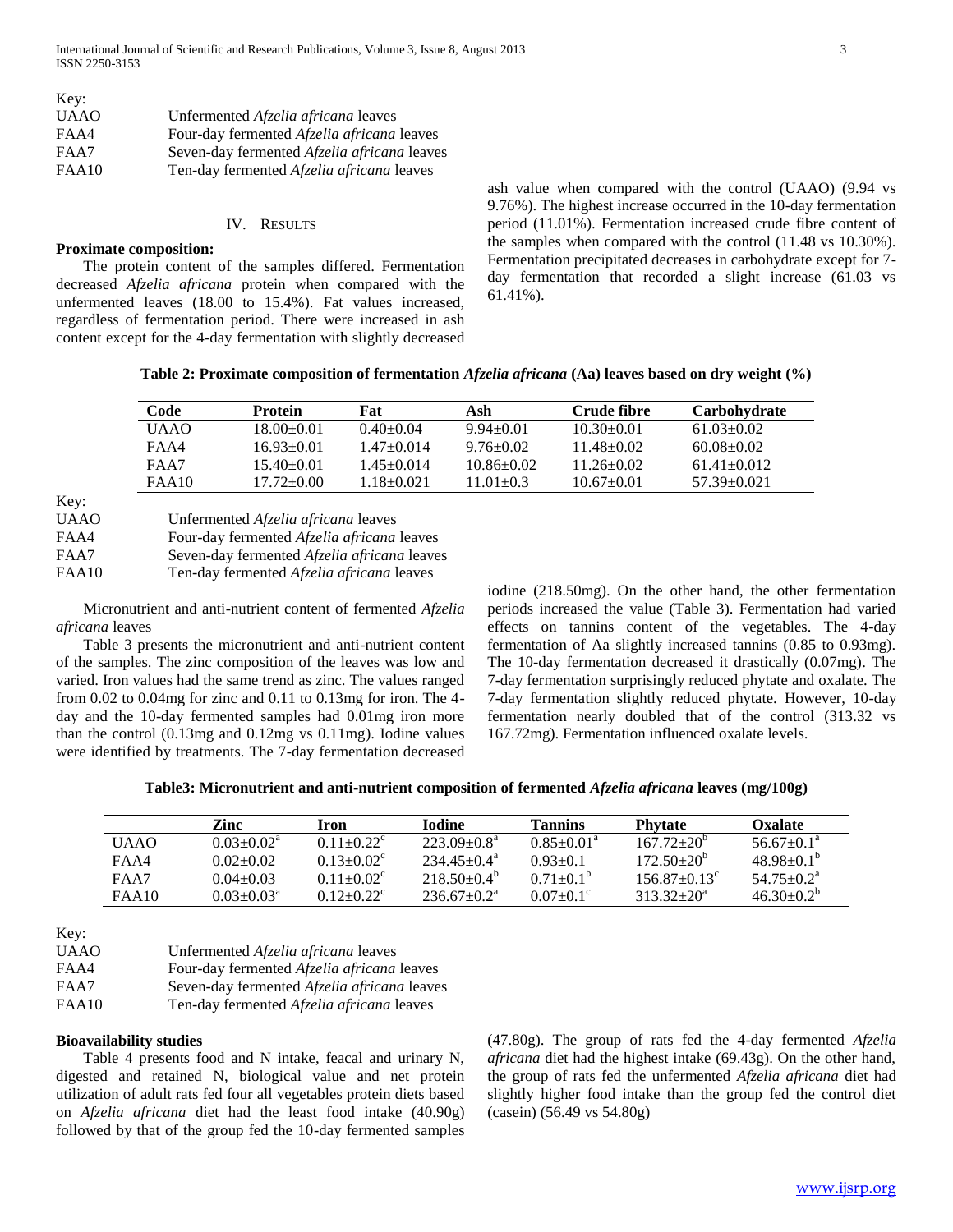Key:

| | |
|---|---|
| UAAO | Unfermented *Afzelia africana* leaves |
| FAA4 | Four-day fermented *Afzelia africana* leaves |
| FAA7 | Seven-day fermented *Afzelia africana* leaves |
| FAA10 | Ten-day fermented *Afzelia africana* leaves |

## IV. Results

**Proximate composition:**

The protein content of the samples differed. Fermentation decreased *Afzelia africana* protein when compared with the unfermented leaves (18.00 to 15.4%). Fat values increased, regardless of fermentation period. There were increased in ash content except for the 4-day fermentation with slightly decreased ash value when compared with the control (UAAO) (9.94 vs 9.76%). The highest increase occurred in the 10-day fermentation period (11.01%). Fermentation increased crude fibre content of the samples when compared with the control (11.48 vs 10.30%). Fermentation precipitated decreases in carbohydrate except for 7-day fermentation that recorded a slight increase (61.03 vs 61.41%).

**Table 2: Proximate composition of fermentation *Afzelia africana* (Aa) leaves based on dry weight (%)**

| Code | Protein | Fat | Ash | Crude fibre | Carbohydrate |
|---|---|---|---|---|---|
| UAAO | 18.00±0.01 | 0.40±0.04 | 9.94±0.01 | 10.30±0.01 | 61.03±0.02 |
| FAA4 | 16.93±0.01 | 1.47±0.014 | 9.76±0.02 | 11.48±0.02 | 60.08±0.02 |
| FAA7 | 15.40±0.01 | 1.45±0.014 | 10.86±0.02 | 11.26±0.02 | 61.41±0.012 |
| FAA10 | 17.72±0.00 | 1.18±0.021 | 11.01±0.3 | 10.67±0.01 | 57.39±0.021 |

Key:

| | |
|---|---|
| UAAO | Unfermented *Afzelia africana* leaves |
| FAA4 | Four-day fermented *Afzelia africana* leaves |
| FAA7 | Seven-day fermented *Afzelia africana* leaves |
| FAA10 | Ten-day fermented *Afzelia africana* leaves |

Micronutrient and anti-nutrient content of fermented *Afzelia africana* leaves

Table 3 presents the micronutrient and anti-nutrient content of the samples. The zinc composition of the leaves was low and varied. Iron values had the same trend as zinc. The values ranged from 0.02 to 0.04mg for zinc and 0.11 to 0.13mg for iron. The 4-day and the 10-day fermented samples had 0.01mg iron more than the control (0.13mg and 0.12mg vs 0.11mg). Iodine values were identified by treatments. The 7-day fermentation decreased iodine (218.50mg). On the other hand, the other fermentation periods increased the value (Table 3). Fermentation had varied effects on tannins content of the vegetables. The 4-day fermentation of Aa slightly increased tannins (0.85 to 0.93mg). The 10-day fermentation decreased it drastically (0.07mg). The 7-day fermentation surprisingly reduced phytate and oxalate. The 7-day fermentation slightly reduced phytate. However, 10-day fermentation nearly doubled that of the control (313.32 vs 167.72mg). Fermentation influenced oxalate levels.

**Table3: Micronutrient and anti-nutrient composition of fermented *Afzelia africana* leaves (mg/100g)**

| | Zinc | Iron | Iodine | Tannins | Phytate | Oxalate |
|---|---|---|---|---|---|---|
| UAAO | 0.03±0.02[a] | 0.11±0.22[c] | 223.09±0.8[a] | 0.85±0.01[a] | 167.72±20[b] | 56.67±0.1[a] |
| FAA4 | 0.02±0.02 | 0.13±0.02[c] | 234.45±0.4[a] | 0.93±0.1 | 172.50±20[b] | 48.98±0.1[b] |
| FAA7 | 0.04±0.03 | 0.11±0.02[c] | 218.50±0.4[b] | 0.71±0.1[b] | 156.87±0.13[c] | 54.75±0.2[a] |
| FAA10 | 0.03±0.03[a] | 0.12±0.22[c] | 236.67±0.2[a] | 0.07±0.1[c] | 313.32±20[a] | 46.30±0.2[b] |

Key:

| | |
|---|---|
| UAAO | Unfermented *Afzelia africana* leaves |
| FAA4 | Four-day fermented *Afzelia africana* leaves |
| FAA7 | Seven-day fermented *Afzelia africana* leaves |
| FAA10 | Ten-day fermented *Afzelia africana* leaves |

**Bioavailability studies**

Table 4 presents food and N intake, feacal and urinary N, digested and retained N, biological value and net protein utilization of adult rats fed four all vegetables protein diets based on *Afzelia africana* diet had the least food intake (40.90g) followed by that of the group fed the 10-day fermented samples (47.80g). The group of rats fed the 4-day fermented *Afzelia africana* diet had the highest intake (69.43g). On the other hand, the group of rats fed the unfermented *Afzelia africana* diet had slightly higher food intake than the group fed the control diet (casein) (56.49 vs 54.80g)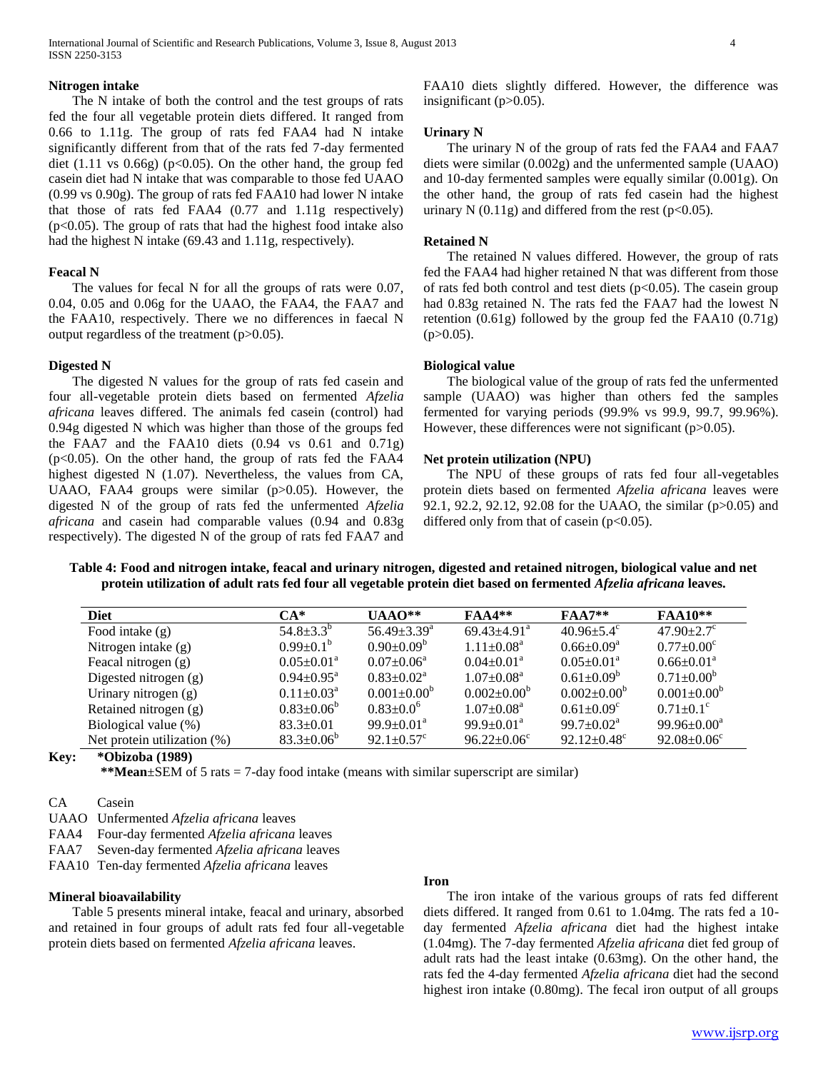#### Nitrogen intake

The N intake of both the control and the test groups of rats fed the four all vegetable protein diets differed. It ranged from 0.66 to 1.11g. The group of rats fed FAA4 had N intake significantly different from that of the rats fed 7-day fermented diet (1.11 vs 0.66g) ($p<0.05$). On the other hand, the group fed casein diet had N intake that was comparable to those fed UAAO (0.99 vs 0.90g). The group of rats fed FAA10 had lower N intake that those of rats fed FAA4 (0.77 and 1.11g respectively) ($p<0.05$). The group of rats that had the highest food intake also had the highest N intake (69.43 and 1.11g, respectively).

#### Feacal N

The values for fecal N for all the groups of rats were 0.07, 0.04, 0.05 and 0.06g for the UAAO, the FAA4, the FAA7 and the FAA10, respectively. There we no differences in faecal N output regardless of the treatment ($p>0.05$).

#### Digested N

The digested N values for the group of rats fed casein and four all-vegetable protein diets based on fermented *Afzelia africana* leaves differed. The animals fed casein (control) had 0.94g digested N which was higher than those of the groups fed the FAA7 and the FAA10 diets (0.94 vs 0.61 and 0.71g) ($p<0.05$). On the other hand, the group of rats fed the FAA4 highest digested N (1.07). Nevertheless, the values from CA, UAAO, FAA4 groups were similar ($p>0.05$). However, the digested N of the group of rats fed the unfermented *Afzelia africana* and casein had comparable values (0.94 and 0.83g respectively). The digested N of the group of rats fed FAA7 and FAA10 diets slightly differed. However, the difference was insignificant ($p>0.05$).

#### Urinary N

The urinary N of the group of rats fed the FAA4 and FAA7 diets were similar (0.002g) and the unfermented sample (UAAO) and 10-day fermented samples were equally similar (0.001g). On the other hand, the group of rats fed casein had the highest urinary N (0.11g) and differed from the rest ($p<0.05$).

#### Retained N

The retained N values differed. However, the group of rats fed the FAA4 had higher retained N that was different from those of rats fed both control and test diets ($p<0.05$). The casein group had 0.83g retained N. The rats fed the FAA7 had the lowest N retention (0.61g) followed by the group fed the FAA10 (0.71g) ($p>0.05$).

#### Biological value

The biological value of the group of rats fed the unfermented sample (UAAO) was higher than others fed the samples fermented for varying periods (99.9% vs 99.9, 99.7, 99.96%). However, these differences were not significant ($p>0.05$).

#### Net protein utilization (NPU)

The NPU of these groups of rats fed four all-vegetables protein diets based on fermented *Afzelia africana* leaves were 92.1, 92.2, 92.12, 92.08 for the UAAO, the similar ($p>0.05$) and differed only from that of casein ($p<0.05$).

**Table 4: Food and nitrogen intake, feacal and urinary nitrogen, digested and retained nitrogen, biological value and net protein utilization of adult rats fed four all vegetable protein diet based on fermented *Afzelia africana* leaves.**

| Diet | CA* | UAAO** | FAA4** | FAA7** | FAA10** |
|---|---|---|---|---|---|
| Food intake (g) | $54.8\pm3.3^{b}$ | $56.49\pm3.39^{a}$ | $69.43\pm4.91^{a}$ | $40.96\pm5.4^{c}$ | $47.90\pm2.7^{c}$ |
| Nitrogen intake (g) | $0.99\pm0.1^{b}$ | $0.90\pm0.09^{b}$ | $1.11\pm0.08^{a}$ | $0.66\pm0.09^{a}$ | $0.77\pm0.00^{c}$ |
| Feacal nitrogen (g) | $0.05\pm0.01^{a}$ | $0.07\pm0.06^{a}$ | $0.04\pm0.01^{a}$ | $0.05\pm0.01^{a}$ | $0.66\pm0.01^{a}$ |
| Digested nitrogen (g) | $0.94\pm0.95^{a}$ | $0.83\pm0.02^{a}$ | $1.07\pm0.08^{a}$ | $0.61\pm0.09^{b}$ | $0.71\pm0.00^{b}$ |
| Urinary nitrogen (g) | $0.11\pm0.03^{a}$ | $0.001\pm0.00^{b}$ | $0.002\pm0.00^{b}$ | $0.002\pm0.00^{b}$ | $0.001\pm0.00^{b}$ |
| Retained nitrogen (g) | $0.83\pm0.06^{b}$ | $0.83\pm0.0^{6}$ | $1.07\pm0.08^{a}$ | $0.61\pm0.09^{c}$ | $0.71\pm0.1^{c}$ |
| Biological value (%) | $83.3\pm0.01$ | $99.9\pm0.01^{a}$ | $99.9\pm0.01^{a}$ | $99.7\pm0.02^{a}$ | $99.96\pm0.00^{a}$ |
| Net protein utilization (%) | $83.3\pm0.06^{b}$ | $92.1\pm0.57^{c}$ | $96.22\pm0.06^{c}$ | $92.12\pm0.48^{c}$ | $92.08\pm0.06^{c}$ |

**Key:** **\*Obizoba (1989)**

**\*\*Mean**±SEM of 5 rats = 7-day food intake (means with similar superscript are similar)

CA Casein
UAAO Unfermented *Afzelia africana* leaves
FAA4 Four-day fermented *Afzelia africana* leaves
FAA7 Seven-day fermented *Afzelia africana* leaves
FAA10 Ten-day fermented *Afzelia africana* leaves

#### Mineral bioavailability

Table 5 presents mineral intake, feacal and urinary, absorbed and retained in four groups of adult rats fed four all-vegetable protein diets based on fermented *Afzelia africana* leaves.

#### Iron

The iron intake of the various groups of rats fed different diets differed. It ranged from 0.61 to 1.04mg. The rats fed a 10-day fermented *Afzelia africana* diet had the highest intake (1.04mg). The 7-day fermented *Afzelia africana* diet fed group of adult rats had the least intake (0.63mg). On the other hand, the rats fed the 4-day fermented *Afzelia africana* diet had the second highest iron intake (0.80mg). The fecal iron output of all groups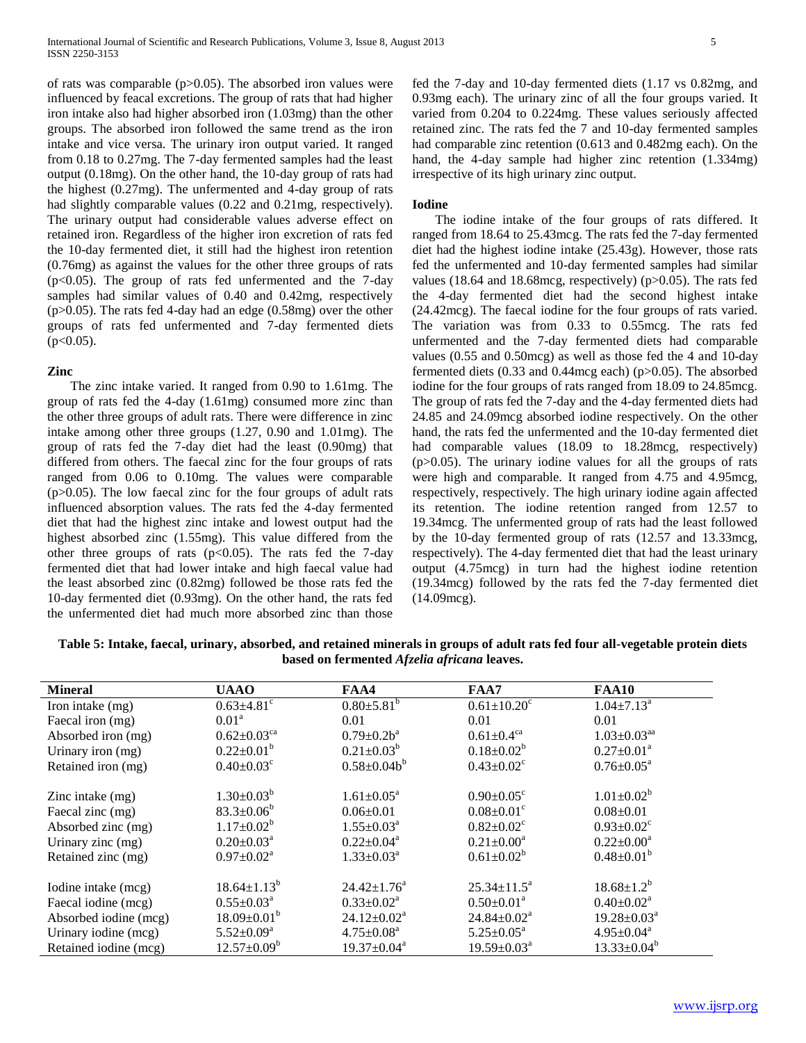of rats was comparable ($p>0.05$). The absorbed iron values were influenced by feacal excretions. The group of rats that had higher iron intake also had higher absorbed iron (1.03mg) than the other groups. The absorbed iron followed the same trend as the iron intake and vice versa. The urinary iron output varied. It ranged from 0.18 to 0.27mg. The 7-day fermented samples had the least output (0.18mg). On the other hand, the 10-day group of rats had the highest (0.27mg). The unfermented and 4-day group of rats had slightly comparable values (0.22 and 0.21mg, respectively). The urinary output had considerable values adverse effect on retained iron. Regardless of the higher iron excretion of rats fed the 10-day fermented diet, it still had the highest iron retention (0.76mg) as against the values for the other three groups of rats ($p<0.05$). The group of rats fed unfermented and the 7-day samples had similar values of 0.40 and 0.42mg, respectively ($p>0.05$). The rats fed 4-day had an edge (0.58mg) over the other groups of rats fed unfermented and 7-day fermented diets ($p<0.05$).

**Zinc**

The zinc intake varied. It ranged from 0.90 to 1.61mg. The group of rats fed the 4-day (1.61mg) consumed more zinc than the other three groups of adult rats. There were difference in zinc intake among other three groups (1.27, 0.90 and 1.01mg). The group of rats fed the 7-day diet had the least (0.90mg) that differed from others. The faecal zinc for the four groups of rats ranged from 0.06 to 0.10mg. The values were comparable ($p>0.05$). The low faecal zinc for the four groups of adult rats influenced absorption values. The rats fed the 4-day fermented diet that had the highest zinc intake and lowest output had the highest absorbed zinc (1.55mg). This value differed from the other three groups of rats ($p<0.05$). The rats fed the 7-day fermented diet that had lower intake and high faecal value had the least absorbed zinc (0.82mg) followed be those rats fed the 10-day fermented diet (0.93mg). On the other hand, the rats fed the unfermented diet had much more absorbed zinc than those fed the 7-day and 10-day fermented diets (1.17 vs 0.82mg, and 0.93mg each). The urinary zinc of all the four groups varied. It varied from 0.204 to 0.224mg. These values seriously affected retained zinc. The rats fed the 7 and 10-day fermented samples had comparable zinc retention (0.613 and 0.482mg each). On the hand, the 4-day sample had higher zinc retention (1.334mg) irrespective of its high urinary zinc output.

**Iodine**

The iodine intake of the four groups of rats differed. It ranged from 18.64 to 25.43mcg. The rats fed the 7-day fermented diet had the highest iodine intake (25.43g). However, those rats fed the unfermented and 10-day fermented samples had similar values (18.64 and 18.68mcg, respectively) ($p>0.05$). The rats fed the 4-day fermented diet had the second highest intake (24.42mcg). The faecal iodine for the four groups of rats varied. The variation was from 0.33 to 0.55mcg. The rats fed unfermented and the 7-day fermented diets had comparable values (0.55 and 0.50mcg) as well as those fed the 4 and 10-day fermented diets (0.33 and 0.44mcg each) ($p>0.05$). The absorbed iodine for the four groups of rats ranged from 18.09 to 24.85mcg. The group of rats fed the 7-day and the 4-day fermented diets had 24.85 and 24.09mcg absorbed iodine respectively. On the other hand, the rats fed the unfermented and the 10-day fermented diet had comparable values (18.09 to 18.28mcg, respectively) ($p>0.05$). The urinary iodine values for all the groups of rats were high and comparable. It ranged from 4.75 and 4.95mcg, respectively, respectively. The high urinary iodine again affected its retention. The iodine retention ranged from 12.57 to 19.34mcg. The unfermented group of rats had the least followed by the 10-day fermented group of rats (12.57 and 13.33mcg, respectively). The 4-day fermented diet that had the least urinary output (4.75mcg) in turn had the highest iodine retention (19.34mcg) followed by the rats fed the 7-day fermented diet (14.09mcg).

**Table 5: Intake, faecal, urinary, absorbed, and retained minerals in groups of adult rats fed four all-vegetable protein diets based on fermented *Afzelia africana* leaves.**

| Mineral | UAAO | FAA4 | FAA7 | FAA10 |
|---|---|---|---|---|
| Iron intake (mg) | $0.63\pm4.81^{c}$ | $0.80\pm5.81^{b}$ | $0.61\pm10.20^{c}$ | $1.04\pm7.13^{a}$ |
| Faecal iron (mg) | $0.01^{a}$ | 0.01 | 0.01 | 0.01 |
| Absorbed iron (mg) | $0.62\pm0.03^{ca}$ | $0.79\pm0.2b^{a}$ | $0.61\pm0.4^{ca}$ | $1.03\pm0.03^{aa}$ |
| Urinary iron (mg) | $0.22\pm0.01^{b}$ | $0.21\pm0.03^{b}$ | $0.18\pm0.02^{b}$ | $0.27\pm0.01^{a}$ |
| Retained iron (mg) | $0.40\pm0.03^{c}$ | $0.58\pm0.04b^{b}$ | $0.43\pm0.02^{c}$ | $0.76\pm0.05^{a}$ |
| | | | | |
| Zinc intake (mg) | $1.30\pm0.03^{b}$ | $1.61\pm0.05^{a}$ | $0.90\pm0.05^{c}$ | $1.01\pm0.02^{b}$ |
| Faecal zinc (mg) | $83.3\pm0.06^{b}$ | $0.06\pm0.01$ | $0.08\pm0.01^{c}$ | $0.08\pm0.01$ |
| Absorbed zinc (mg) | $1.17\pm0.02^{b}$ | $1.55\pm0.03^{a}$ | $0.82\pm0.02^{c}$ | $0.93\pm0.02^{c}$ |
| Urinary zinc (mg) | $0.20\pm0.03^{a}$ | $0.22\pm0.04^{a}$ | $0.21\pm0.00^{a}$ | $0.22\pm0.00^{a}$ |
| Retained zinc (mg) | $0.97\pm0.02^{a}$ | $1.33\pm0.03^{a}$ | $0.61\pm0.02^{b}$ | $0.48\pm0.01^{b}$ |
| | | | | |
| Iodine intake (mcg) | $18.64\pm1.13^{b}$ | $24.42\pm1.76^{a}$ | $25.34\pm11.5^{a}$ | $18.68\pm1.2^{b}$ |
| Faecal iodine (mcg) | $0.55\pm0.03^{a}$ | $0.33\pm0.02^{a}$ | $0.50\pm0.01^{a}$ | $0.40\pm0.02^{a}$ |
| Absorbed iodine (mcg) | $18.09\pm0.01^{b}$ | $24.12\pm0.02^{a}$ | $24.84\pm0.02^{a}$ | $19.28\pm0.03^{a}$ |
| Urinary iodine (mcg) | $5.52\pm0.09^{a}$ | $4.75\pm0.08^{a}$ | $5.25\pm0.05^{a}$ | $4.95\pm0.04^{a}$ |
| Retained iodine (mcg) | $12.57\pm0.09^{b}$ | $19.37\pm0.04^{a}$ | $19.59\pm0.03^{a}$ | $13.33\pm0.04^{b}$ |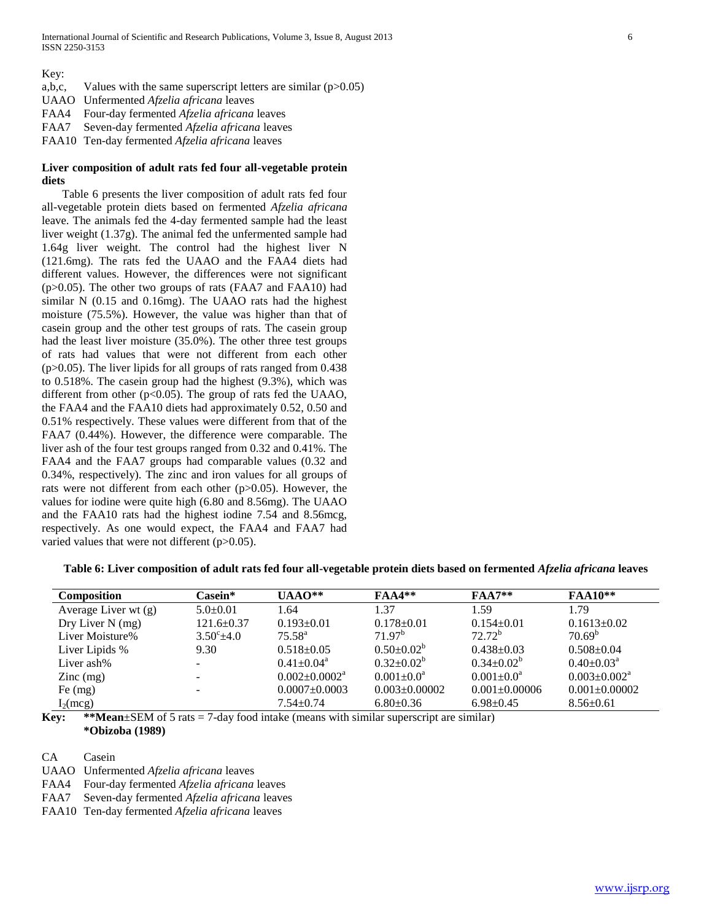Key:

a,b,c, Values with the same superscript letters are similar ($p>0.05$)

UAAO Unfermented *Afzelia africana* leaves

FAA4 Four-day fermented *Afzelia africana* leaves

FAA7 Seven-day fermented *Afzelia africana* leaves

FAA10 Ten-day fermented *Afzelia africana* leaves

**Liver composition of adult rats fed four all-vegetable protein diets**

Table 6 presents the liver composition of adult rats fed four all-vegetable protein diets based on fermented *Afzelia africana* leave. The animals fed the 4-day fermented sample had the least liver weight (1.37g). The animal fed the unfermented sample had 1.64g liver weight. The control had the highest liver N (121.6mg). The rats fed the UAAO and the FAA4 diets had different values. However, the differences were not significant ($p>0.05$). The other two groups of rats (FAA7 and FAA10) had similar N (0.15 and 0.16mg). The UAAO rats had the highest moisture (75.5%). However, the value was higher than that of casein group and the other test groups of rats. The casein group had the least liver moisture (35.0%). The other three test groups of rats had values that were not different from each other ($p>0.05$). The liver lipids for all groups of rats ranged from 0.438 to 0.518%. The casein group had the highest (9.3%), which was different from other ($p<0.05$). The group of rats fed the UAAO, the FAA4 and the FAA10 diets had approximately 0.52, 0.50 and 0.51% respectively. These values were different from that of the FAA7 (0.44%). However, the difference were comparable. The liver ash of the four test groups ranged from 0.32 and 0.41%. The FAA4 and the FAA7 groups had comparable values (0.32 and 0.34%, respectively). The zinc and iron values for all groups of rats were not different from each other ($p>0.05$). However, the values for iodine were quite high (6.80 and 8.56mg). The UAAO and the FAA10 rats had the highest iodine 7.54 and 8.56mcg, respectively. As one would expect, the FAA4 and FAA7 had varied values that were not different ($p>0.05$).

**Table 6: Liver composition of adult rats fed four all-vegetable protein diets based on fermented *Afzelia africana* leaves**

| Composition | Casein* | UAAO** | FAA4** | FAA7** | FAA10** |
|---|---|---|---|---|---|
| Average Liver wt (g) | 5.0±0.01 | 1.64 | 1.37 | 1.59 | 1.79 |
| Dry Liver N (mg) | 121.6±0.37 | 0.193±0.01 | 0.178±0.01 | 0.154±0.01 | 0.1613±0.02 |
| Liver Moisture% | $3.50^{c}$±4.0 | $75.58^{a}$ | $71.97^{b}$ | $72.72^{b}$ | $70.69^{b}$ |
| Liver Lipids % | 9.30 | 0.518±0.05 | 0.50±$0.02^{b}$ | 0.438±0.03 | 0.508±0.04 |
| Liver ash% | - | 0.41±$0.04^{a}$ | 0.32±$0.02^{b}$ | 0.34±$0.02^{b}$ | 0.40±$0.03^{a}$ |
| Zinc (mg) | - | 0.002±$0.0002^{a}$ | 0.001±$0.0^{a}$ | 0.001±$0.0^{a}$ | 0.003±$0.002^{a}$ |
| Fe (mg) | - | 0.0007±0.0003 | 0.003±0.00002 | 0.001±0.00006 | 0.001±0.00002 |
| $I_2$(mcg) | | 7.54±0.74 | 6.80±0.36 | 6.98±0.45 | 8.56±0.61 |

**Key:** **\*\*Mean**±SEM of 5 rats = 7-day food intake (means with similar superscript are similar)
**\*Obizoba (1989)**

CA Casein

UAAO Unfermented *Afzelia africana* leaves

FAA4 Four-day fermented *Afzelia africana* leaves

FAA7 Seven-day fermented *Afzelia africana* leaves

FAA10 Ten-day fermented *Afzelia africana* leaves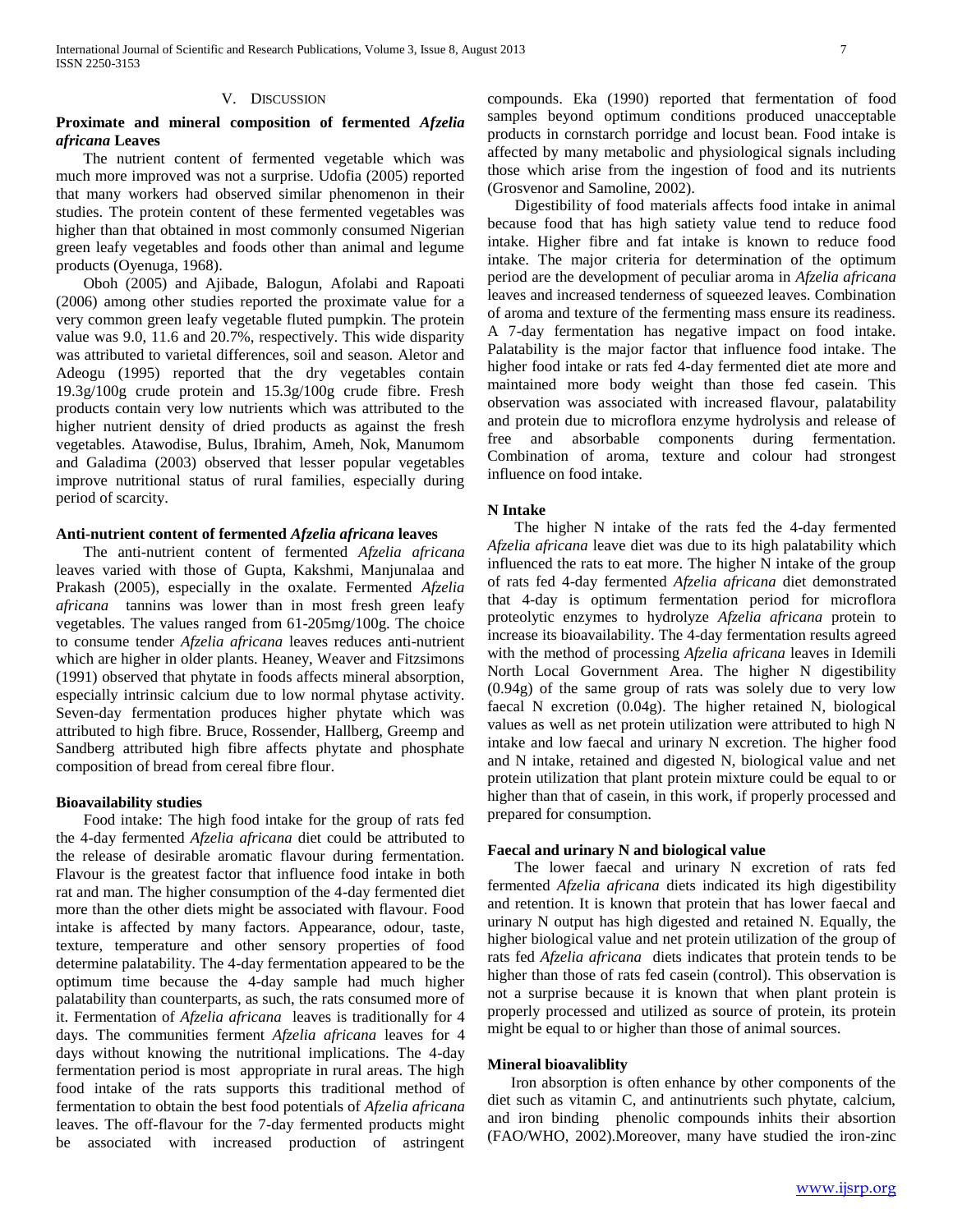## V. Discussion

### Proximate and mineral composition of fermented *Afzelia africana* Leaves

The nutrient content of fermented vegetable which was much more improved was not a surprise. Udofia (2005) reported that many workers had observed similar phenomenon in their studies. The protein content of these fermented vegetables was higher than that obtained in most commonly consumed Nigerian green leafy vegetables and foods other than animal and legume products (Oyenuga, 1968).

Oboh (2005) and Ajibade, Balogun, Afolabi and Rapoati (2006) among other studies reported the proximate value for a very common green leafy vegetable fluted pumpkin. The protein value was 9.0, 11.6 and 20.7%, respectively. This wide disparity was attributed to varietal differences, soil and season. Aletor and Adeogu (1995) reported that the dry vegetables contain 19.3g/100g crude protein and 15.3g/100g crude fibre. Fresh products contain very low nutrients which was attributed to the higher nutrient density of dried products as against the fresh vegetables. Atawodise, Bulus, Ibrahim, Ameh, Nok, Manumom and Galadima (2003) observed that lesser popular vegetables improve nutritional status of rural families, especially during period of scarcity.

### Anti-nutrient content of fermented *Afzelia africana* leaves

The anti-nutrient content of fermented *Afzelia africana* leaves varied with those of Gupta, Kakshmi, Manjunalaa and Prakash (2005), especially in the oxalate. Fermented *Afzelia africana* tannins was lower than in most fresh green leafy vegetables. The values ranged from 61-205mg/100g. The choice to consume tender *Afzelia africana* leaves reduces anti-nutrient which are higher in older plants. Heaney, Weaver and Fitzsimons (1991) observed that phytate in foods affects mineral absorption, especially intrinsic calcium due to low normal phytase activity. Seven-day fermentation produces higher phytate which was attributed to high fibre. Bruce, Rossender, Hallberg, Greemp and Sandberg attributed high fibre affects phytate and phosphate composition of bread from cereal fibre flour.

### Bioavailability studies

Food intake: The high food intake for the group of rats fed the 4-day fermented *Afzelia africana* diet could be attributed to the release of desirable aromatic flavour during fermentation. Flavour is the greatest factor that influence food intake in both rat and man. The higher consumption of the 4-day fermented diet more than the other diets might be associated with flavour. Food intake is affected by many factors. Appearance, odour, taste, texture, temperature and other sensory properties of food determine palatability. The 4-day fermentation appeared to be the optimum time because the 4-day sample had much higher palatability than counterparts, as such, the rats consumed more of it. Fermentation of *Afzelia africana* leaves is traditionally for 4 days. The communities ferment *Afzelia africana* leaves for 4 days without knowing the nutritional implications. The 4-day fermentation period is most appropriate in rural areas. The high food intake of the rats supports this traditional method of fermentation to obtain the best food potentials of *Afzelia africana* leaves. The off-flavour for the 7-day fermented products might be associated with increased production of astringent compounds. Eka (1990) reported that fermentation of food samples beyond optimum conditions produced unacceptable products in cornstarch porridge and locust bean. Food intake is affected by many metabolic and physiological signals including those which arise from the ingestion of food and its nutrients (Grosvenor and Samoline, 2002).

Digestibility of food materials affects food intake in animal because food that has high satiety value tend to reduce food intake. Higher fibre and fat intake is known to reduce food intake. The major criteria for determination of the optimum period are the development of peculiar aroma in *Afzelia africana* leaves and increased tenderness of squeezed leaves. Combination of aroma and texture of the fermenting mass ensure its readiness. A 7-day fermentation has negative impact on food intake. Palatability is the major factor that influence food intake. The higher food intake or rats fed 4-day fermented diet ate more and maintained more body weight than those fed casein. This observation was associated with increased flavour, palatability and protein due to microflora enzyme hydrolysis and release of free and absorbable components during fermentation. Combination of aroma, texture and colour had strongest influence on food intake.

### N Intake

The higher N intake of the rats fed the 4-day fermented *Afzelia africana* leave diet was due to its high palatability which influenced the rats to eat more. The higher N intake of the group of rats fed 4-day fermented *Afzelia africana* diet demonstrated that 4-day is optimum fermentation period for microflora proteolytic enzymes to hydrolyze *Afzelia africana* protein to increase its bioavailability. The 4-day fermentation results agreed with the method of processing *Afzelia africana* leaves in Idemili North Local Government Area. The higher N digestibility (0.94g) of the same group of rats was solely due to very low faecal N excretion (0.04g). The higher retained N, biological values as well as net protein utilization were attributed to high N intake and low faecal and urinary N excretion. The higher food and N intake, retained and digested N, biological value and net protein utilization that plant protein mixture could be equal to or higher than that of casein, in this work, if properly processed and prepared for consumption.

### Faecal and urinary N and biological value

The lower faecal and urinary N excretion of rats fed fermented *Afzelia africana* diets indicated its high digestibility and retention. It is known that protein that has lower faecal and urinary N output has high digested and retained N. Equally, the higher biological value and net protein utilization of the group of rats fed *Afzelia africana* diets indicates that protein tends to be higher than those of rats fed casein (control). This observation is not a surprise because it is known that when plant protein is properly processed and utilized as source of protein, its protein might be equal to or higher than those of animal sources.

### Mineral bioavaliblity

Iron absorption is often enhance by other components of the diet such as vitamin C, and antinutrients such phytate, calcium, and iron binding phenolic compounds inhits their absortion (FAO/WHO, 2002).Moreover, many have studied the iron-zinc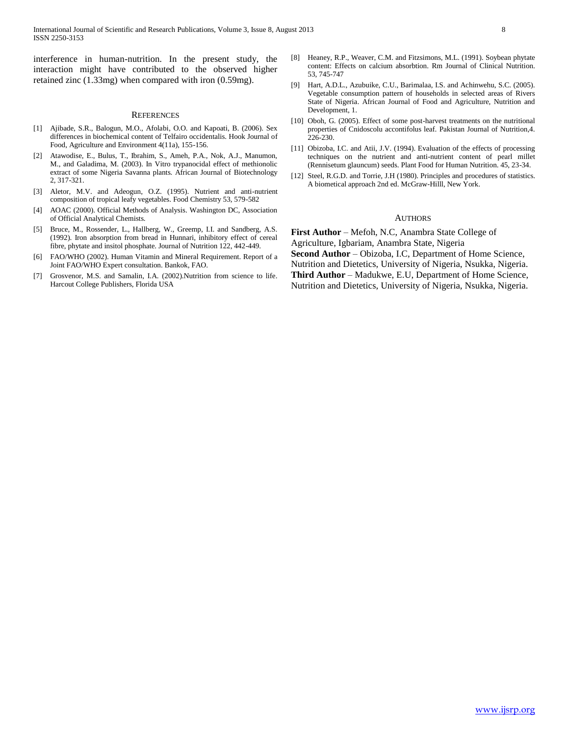interference in human-nutrition. In the present study, the interaction might have contributed to the observed higher retained zinc (1.33mg) when compared with iron (0.59mg).

## References

[1] Ajibade, S.R., Balogun, M.O., Afolabi, O.O. and Kapoati, B. (2006). Sex differences in biochemical content of Telfairo occidentalis. Hook Journal of Food, Agriculture and Environment 4(11a), 155-156.

[2] Atawodise, E., Bulus, T., Ibrahim, S., Ameh, P.A., Nok, A.J., Manumon, M., and Galadima, M. (2003). In Vitro trypanocidal effect of methionolic extract of some Nigeria Savanna plants. African Journal of Biotechnology 2, 317-321.

[3] Aletor, M.V. and Adeogun, O.Z. (1995). Nutrient and anti-nutrient composition of tropical leafy vegetables. Food Chemistry 53, 579-582

[4] AOAC (2000). Official Methods of Analysis. Washington DC, Association of Official Analytical Chemists.

[5] Bruce, M., Rossender, L., Hallberg, W., Greemp, I.I. and Sandberg, A.S. (1992). Iron absorption from bread in Hunnari, inhibitory effect of cereal fibre, phytate and insitol phosphate. Journal of Nutrition 122, 442-449.

[6] FAO/WHO (2002). Human Vitamin and Mineral Requirement. Report of a Joint FAO/WHO Expert consultation. Bankok, FAO.

[7] Grosvenor, M.S. and Samalin, I.A. (2002).Nutrition from science to life. Harcout College Publishers, Florida USA

[8] Heaney, R.P., Weaver, C.M. and Fitzsimons, M.L. (1991). Soybean phytate content: Effects on calcium absorbtion. Rm Journal of Clinical Nutrition. 53, 745-747

[9] Hart, A.D.L., Azubuike, C.U., Barimalaa, I.S. and Achinwehu, S.C. (2005). Vegetable consumption pattern of households in selected areas of Rivers State of Nigeria. African Journal of Food and Agriculture, Nutrition and Development, 1.

[10] Oboh, G. (2005). Effect of some post-harvest treatments on the nutritional properties of Cnidoscolu accontifolus leaf. Pakistan Journal of Nutrition,4. 226-230.

[11] Obizoba, I.C. and Atii, J.V. (1994). Evaluation of the effects of processing techniques on the nutrient and anti-nutrient content of pearl millet (Rennisetum glauncum) seeds. Plant Food for Human Nutrition. 45, 23-34.

[12] Steel, R.G.D. and Torrie, J.H (1980). Principles and procedures of statistics. A biometical approach 2nd ed. McGraw-Hilll, New York.

## Authors

**First Author** – Mefoh, N.C, Anambra State College of Agriculture, Igbariam, Anambra State, Nigeria

**Second Author** – Obizoba, I.C, Department of Home Science, Nutrition and Dietetics, University of Nigeria, Nsukka, Nigeria.

**Third Author** – Madukwe, E.U, Department of Home Science, Nutrition and Dietetics, University of Nigeria, Nsukka, Nigeria.